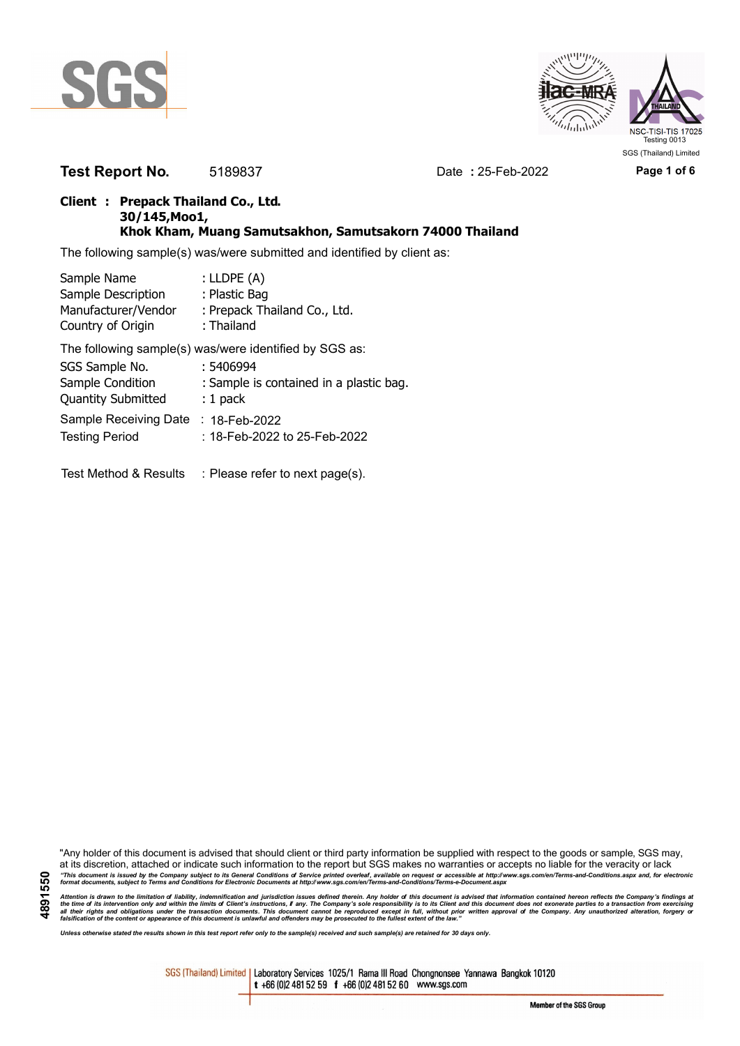SGS (Thailand) Limited

**Test Report No.** 5189837 Date **:** 25-Feb-2022

**Client : Prepack Thailand Co., Ltd.**
**30/145,Moo1,**
**Khok Kham, Muang Samutsakhon, Samutsakorn 74000 Thailand**

The following sample(s) was/were submitted and identified by client as:

Sample Name : LLDPE (A)
Sample Description : Plastic Bag
Manufacturer/Vendor : Prepack Thailand Co., Ltd.
Country of Origin : Thailand

The following sample(s) was/were identified by SGS as:

SGS Sample No. : 5406994
Sample Condition : Sample is contained in a plastic bag.
Quantity Submitted : 1 pack
Sample Receiving Date : 18-Feb-2022
Testing Period : 18-Feb-2022 to 25-Feb-2022

Test Method & Results : Please refer to next page(s).

"Any holder of this document is advised that should client or third party information be supplied with respect to the goods or sample, SGS may, at its discretion, attached or indicate such information to the report but SGS makes no warranties or accepts no liable for the veracity or lack

*"This document is issued by the Company subject to its General Conditions of Service printed overleaf, available on request or accessible at http://www.sgs.com/en/Terms-and-Conditions.aspx and, for electronic format documents, subject to Terms and Conditions for Electronic Documents at http://www.sgs.com/en/Terms-and-Conditions/Terms-e-Document.aspx*

*Attention is drawn to the limitation of liability, indemnification and jurisdiction issues defined therein. Any holder of this document is advised that information contained hereon reflects the Company's findings at the time of its intervention only and within the limits of Client's instructions, if any. The Company's sole responsibility is to its Client and this document does not exonerate parties to a transaction from exercising all their rights and obligations under the transaction documents. This document cannot be reproduced except in full, without prior written approval of the Company. Any unauthorized alteration, forgery or falsification of the content or appearance of this document is unlawful and offenders may be prosecuted to the fullest extent of the law."*

*Unless otherwise stated the results shown in this test report refer only to the sample(s) received and such sample(s) are retained for 30 days only.*

4891550

SGS (Thailand) Limited | Laboratory Services 1025/1 Rama III Road Chongnonsee Yannawa Bangkok 10120
t +66 (0)2 481 52 59 f +66 (0)2 481 52 60 www.sgs.com

Member of the SGS Group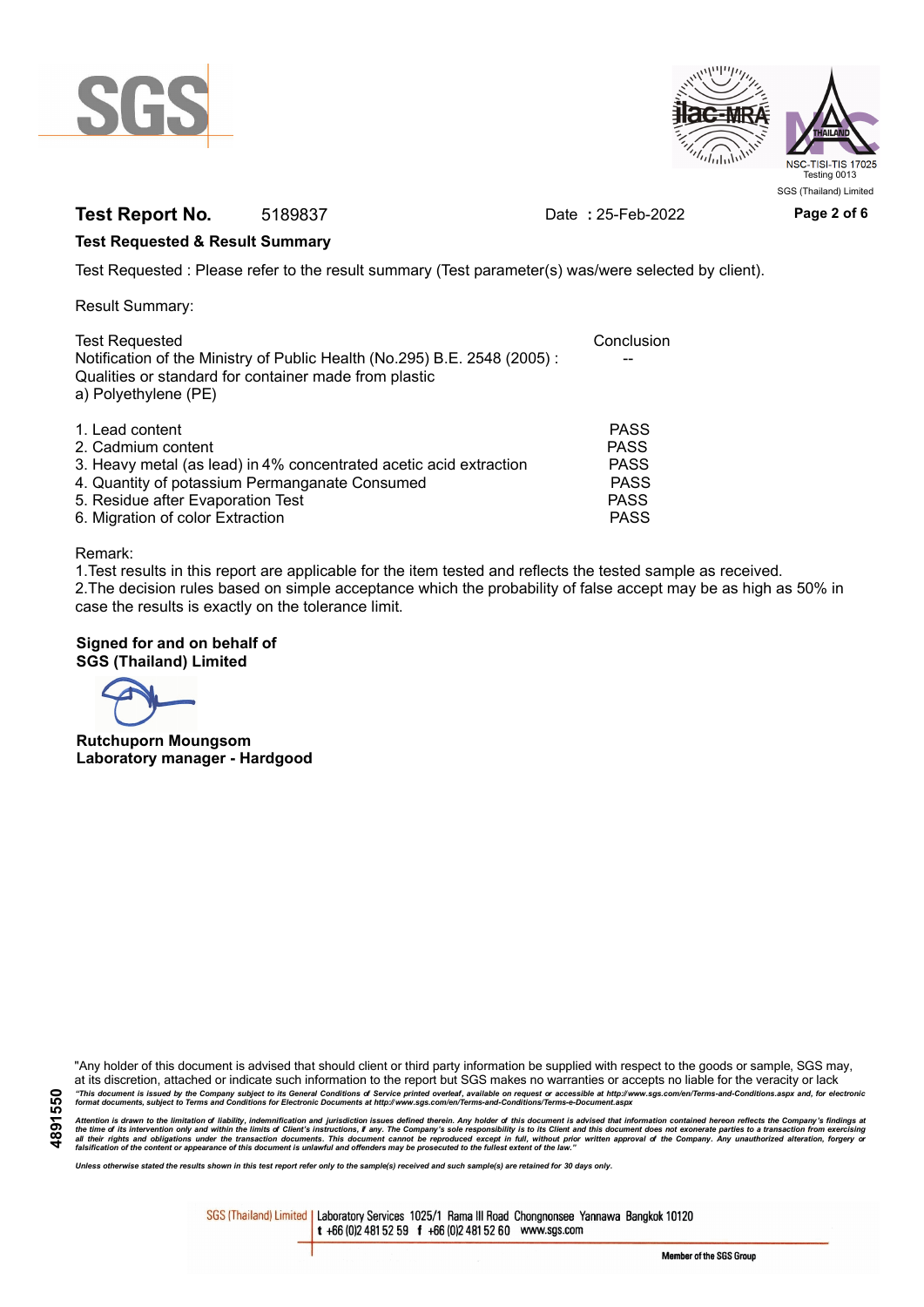**Test Report No.** 5189837 Date **:** 25-Feb-2022

**Test Requested & Result Summary**

Test Requested : Please refer to the result summary (Test parameter(s) was/were selected by client).

Result Summary:

| Test Requested | Conclusion |
| --- | --- |
| Notification of the Ministry of Public Health (No.295) B.E. 2548 (2005) : Qualities or standard for container made from plastic a) Polyethylene (PE) | -- |
| 1. Lead content | PASS |
| 2. Cadmium content | PASS |
| 3. Heavy metal (as lead) in 4% concentrated acetic acid extraction | PASS |
| 4. Quantity of potassium Permanganate Consumed | PASS |
| 5. Residue after Evaporation Test | PASS |
| 6. Migration of color Extraction | PASS |

Remark:
1.Test results in this report are applicable for the item tested and reflects the tested sample as received.
2.The decision rules based on simple acceptance which the probability of false accept may be as high as 50% in case the results is exactly on the tolerance limit.

**Signed for and on behalf of**
**SGS (Thailand) Limited**

**Rutchuporn Moungsom**
**Laboratory manager - Hardgood**

"Any holder of this document is advised that should client or third party information be supplied with respect to the goods or sample, SGS may, at its discretion, attached or indicate such information to the report but SGS makes no warranties or accepts no liable for the veracity or lack

*"This document is issued by the Company subject to its General Conditions of Service printed overleaf, available on request or accessible at http://www.sgs.com/en/Terms-and-Conditions.aspx and, for electronic format documents, subject to Terms and Conditions for Electronic Documents at http://www.sgs.com/en/Terms-and-Conditions/Terms-e-Document.aspx*

*Attention is drawn to the limitation of liability, indemnification and jurisdiction issues defined therein. Any holder of this document is advised that information contained hereon reflects the Company's findings at the time of its intervention only and within the limits of Client's instructions, if any. The Company's sole responsibility is to its Client and this document does not exonerate parties to a transaction from exercising all their rights and obligations under the transaction documents. This document cannot be reproduced except in full, without prior written approval of the Company. Any unauthorized alteration, forgery or falsification of the content or appearance of this document is unlawful and offenders may be prosecuted to the fullest extent of the law."*

*Unless otherwise stated the results shown in this test report refer only to the sample(s) received and such sample(s) are retained for 30 days only.*

SGS (Thailand) Limited | Laboratory Services 1025/1 Rama III Road Chongnonsee Yannawa Bangkok 10120 t +66 (0)2 481 52 59 f +66 (0)2 481 52 60 www.sgs.com

Member of the SGS Group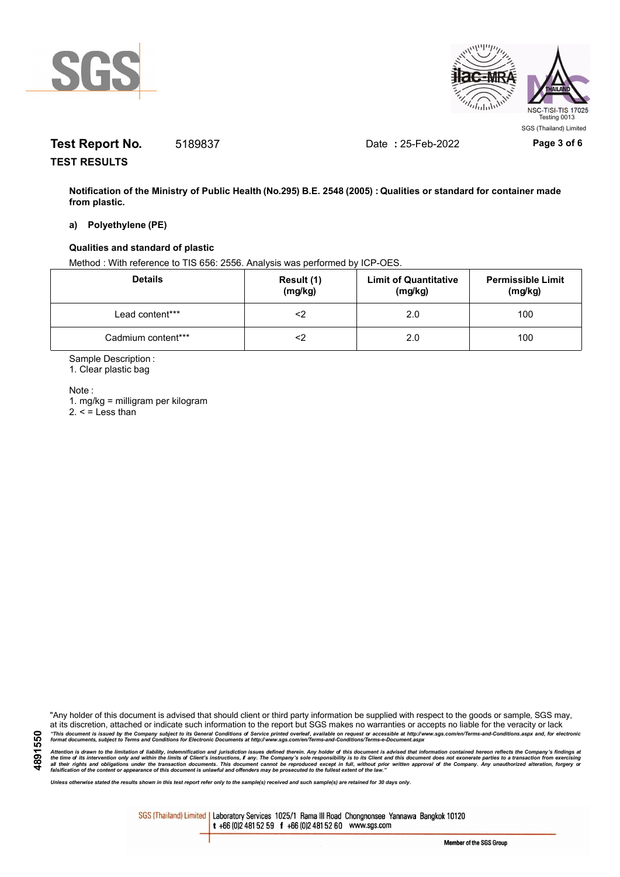**Test Report No.** 5189837 Date **:** 25-Feb-2022

**TEST RESULTS**

**Notification of the Ministry of Public Health (No.295) B.E. 2548 (2005) : Qualities or standard for container made from plastic.**

**a) Polyethylene (PE)**

**Qualities and standard of plastic**

Method : With reference to TIS 656: 2556. Analysis was performed by ICP-OES.

| Details | Result (1) (mg/kg) | Limit of Quantitative (mg/kg) | Permissible Limit (mg/kg) |
|---|---|---|---|
| Lead content*** | <2 | 2.0 | 100 |
| Cadmium content*** | <2 | 2.0 | 100 |

Sample Description :

1. Clear plastic bag

Note :

1. mg/kg = milligram per kilogram
2. < = Less than

"Any holder of this document is advised that should client or third party information be supplied with respect to the goods or sample, SGS may, at its discretion, attached or indicate such information to the report but SGS makes no warranties or accepts no liable for the veracity or lack

*"This document is issued by the Company subject to its General Conditions of Service printed overleaf, available on request or accessible at http://www.sgs.com/en/Terms-and-Conditions.aspx and, for electronic format documents, subject to Terms and Conditions for Electronic Documents at http://www.sgs.com/en/Terms-and-Conditions/Terms-e-Document.aspx*

*Attention is drawn to the limitation of liability, indemnification and jurisdiction issues defined therein. Any holder of this document is advised that information contained hereon reflects the Company's findings at the time of its intervention only and within the limits of Client's instructions, if any. The Company's sole responsibility is to its Client and this document does not exonerate parties to a transaction from exercising all their rights and obligations under the transaction documents. This document cannot be reproduced except in full, without prior written approval of the Company. Any unauthorized alteration, forgery or falsification of the content or appearance of this document is unlawful and offenders may be prosecuted to the fullest extent of the law."*

*Unless otherwise stated the results shown in this test report refer only to the sample(s) received and such sample(s) are retained for 30 days only.*

SGS (Thailand) Limited | Laboratory Services 1025/1 Rama III Road Chongnonsee Yannawa Bangkok 10120 t +66 (0)2 481 52 59 f +66 (0)2 481 52 60 www.sgs.com

Member of the SGS Group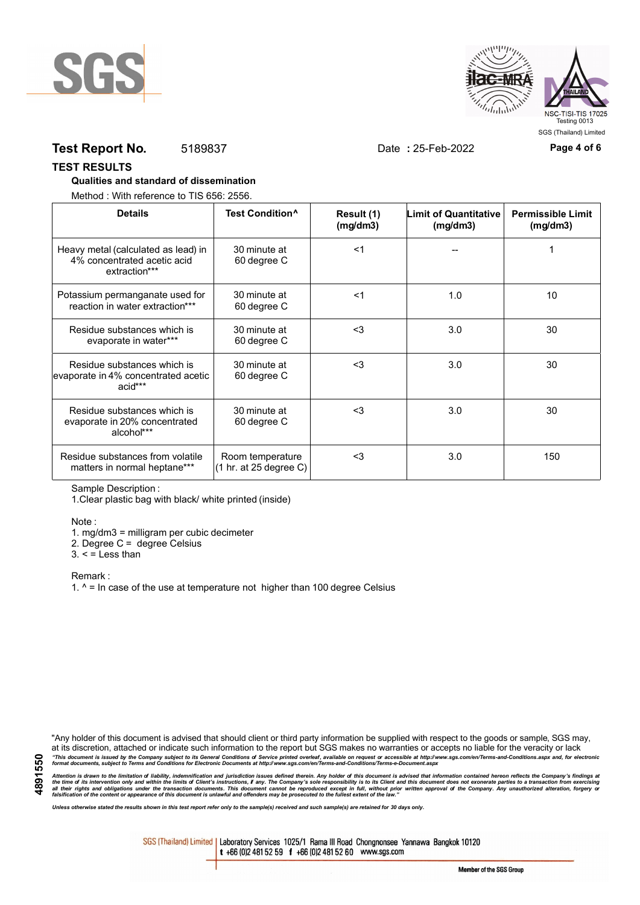**Test Report No.** 5189837 Date **:** 25-Feb-2022

## TEST RESULTS

### Qualities and standard of dissemination

Method : With reference to TIS 656: 2556.

| Details | Test Condition^ | Result (1) (mg/dm3) | Limit of Quantitative (mg/dm3) | Permissible Limit (mg/dm3) |
|---|---|---|---|---|
| Heavy metal (calculated as lead) in 4% concentrated acetic acid extraction*** | 30 minute at 60 degree C | <1 | -- | 1 |
| Potassium permanganate used for reaction in water extraction*** | 30 minute at 60 degree C | <1 | 1.0 | 10 |
| Residue substances which is evaporate in water*** | 30 minute at 60 degree C | <3 | 3.0 | 30 |
| Residue substances which is evaporate in 4% concentrated acetic acid*** | 30 minute at 60 degree C | <3 | 3.0 | 30 |
| Residue substances which is evaporate in 20% concentrated alcohol*** | 30 minute at 60 degree C | <3 | 3.0 | 30 |
| Residue substances from volatile matters in normal heptane*** | Room temperature (1 hr. at 25 degree C) | <3 | 3.0 | 150 |

Sample Description :

1.Clear plastic bag with black/ white printed (inside)

Note :

1. mg/dm3 = milligram per cubic decimeter
2. Degree C = degree Celsius
3. < = Less than

Remark :

1. ^ = In case of the use at temperature not higher than 100 degree Celsius

"Any holder of this document is advised that should client or third party information be supplied with respect to the goods or sample, SGS may, at its discretion, attached or indicate such information to the report but SGS makes no warranties or accepts no liable for the veracity or lack

*"This document is issued by the Company subject to its General Conditions of Service printed overleaf, available on request or accessible at http://www.sgs.com/en/Terms-and-Conditions.aspx and, for electronic format documents, subject to Terms and Conditions for Electronic Documents at http://www.sgs.com/en/Terms-and-Conditions/Terms-e-Document.aspx*

*Attention is drawn to the limitation of liability, indemnification and jurisdiction issues defined therein. Any holder of this document is advised that information contained hereon reflects the Company's findings at the time of its intervention only and within the limits of Client's instructions, if any. The Company's sole responsibility is to its Client and this document does not exonerate parties to a transaction from exercising all their rights and obligations under the transaction documents. This document cannot be reproduced except in full, without prior written approval of the Company. Any unauthorized alteration, forgery or falsification of the content or appearance of this document is unlawful and offenders may be prosecuted to the fullest extent of the law."*

*Unless otherwise stated the results shown in this test report refer only to the sample(s) received and such sample(s) are retained for 30 days only.*

SGS (Thailand) Limited | Laboratory Services 1025/1 Rama III Road Chongnonsee Yannawa Bangkok 10120 t +66 (0)2 481 52 59 f +66 (0)2 481 52 60 www.sgs.com

Member of the SGS Group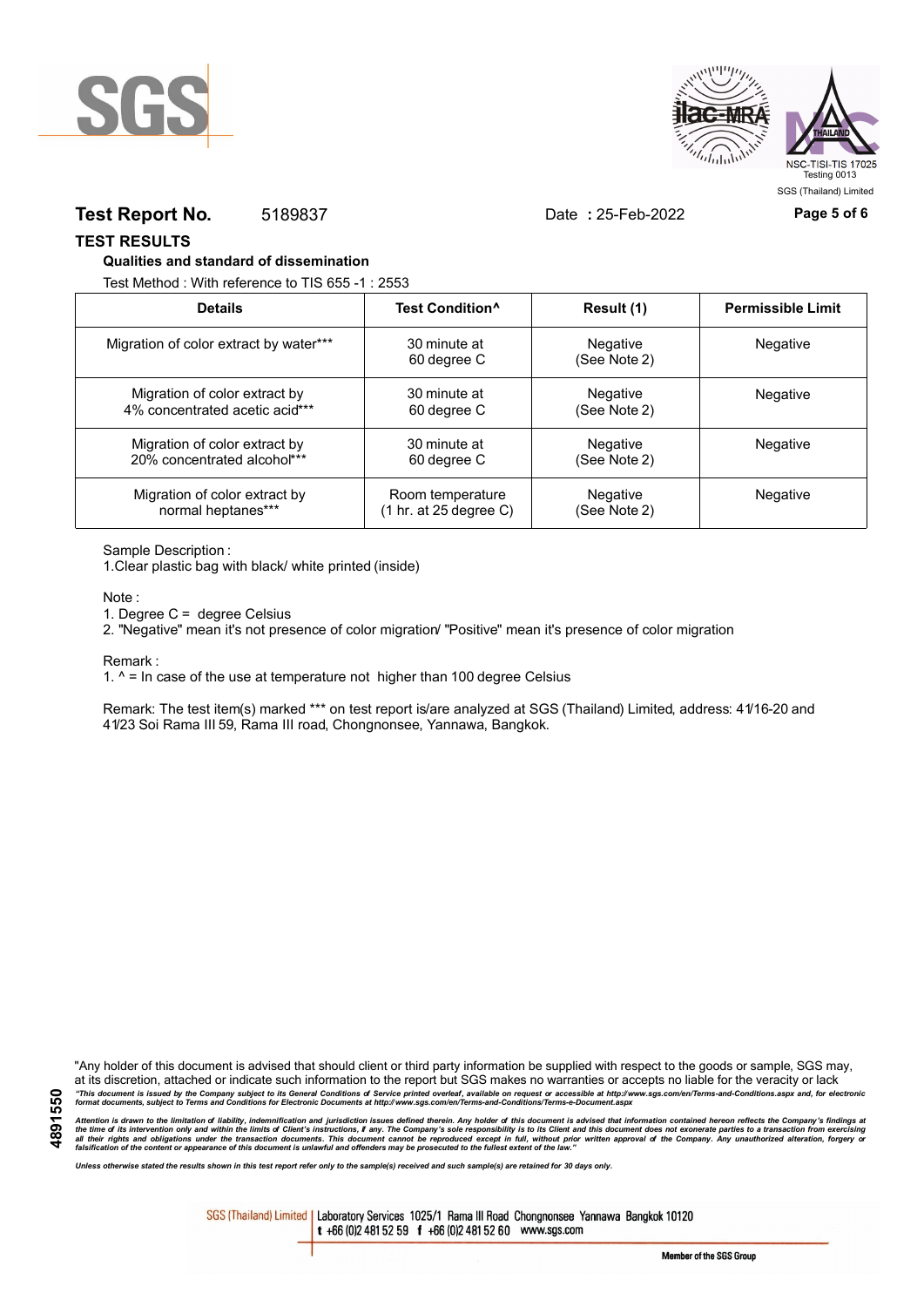**Test Report No.** 5189837 Date **:** 25-Feb-2022

## TEST RESULTS

### Qualities and standard of dissemination

Test Method : With reference to TIS 655 -1 : 2553

| Details | Test Condition^ | Result (1) | Permissible Limit |
|---|---|---|---|
| Migration of color extract by water*** | 30 minute at 60 degree C | Negative (See Note 2) | Negative |
| Migration of color extract by 4% concentrated acetic acid*** | 30 minute at 60 degree C | Negative (See Note 2) | Negative |
| Migration of color extract by 20% concentrated alcohol*** | 30 minute at 60 degree C | Negative (See Note 2) | Negative |
| Migration of color extract by normal heptanes*** | Room temperature (1 hr. at 25 degree C) | Negative (See Note 2) | Negative |

Sample Description :
1.Clear plastic bag with black/ white printed (inside)

Note :
1. Degree C = degree Celsius
2. "Negative" mean it's not presence of color migration/ "Positive" mean it's presence of color migration

Remark :
1. ^ = In case of the use at temperature not higher than 100 degree Celsius

Remark: The test item(s) marked *** on test report is/are analyzed at SGS (Thailand) Limited, address: 41/16-20 and 41/23 Soi Rama III 59, Rama III road, Chongnonsee, Yannawa, Bangkok.

"Any holder of this document is advised that should client or third party information be supplied with respect to the goods or sample, SGS may, at its discretion, attached or indicate such information to the report but SGS makes no warranties or accepts no liable for the veracity or lack

*"This document is issued by the Company subject to its General Conditions of Service printed overleaf, available on request or accessible at http://www.sgs.com/en/Terms-and-Conditions.aspx and, for electronic format documents, subject to Terms and Conditions for Electronic Documents at http://www.sgs.com/en/Terms-and-Conditions/Terms-e-Document.aspx*

*Attention is drawn to the limitation of liability, indemnification and jurisdiction issues defined therein. Any holder of this document is advised that information contained hereon reflects the Company's findings at the time of its intervention only and within the limits of Client's instructions, if any. The Company's sole responsibility is to its Client and this document does not exonerate parties to a transaction from exercising all their rights and obligations under the transaction documents. This document cannot be reproduced except in full, without prior written approval of the Company. Any unauthorized alteration, forgery or falsification of the content or appearance of this document is unlawful and offenders may be prosecuted to the fullest extent of the law."*

*Unless otherwise stated the results shown in this test report refer only to the sample(s) received and such sample(s) are retained for 30 days only.*

SGS (Thailand) Limited | Laboratory Services 1025/1 Rama III Road Chongnonsee Yannawa Bangkok 10120
t +66 (0)2 481 52 59 f +66 (0)2 481 52 60 www.sgs.com

Member of the SGS Group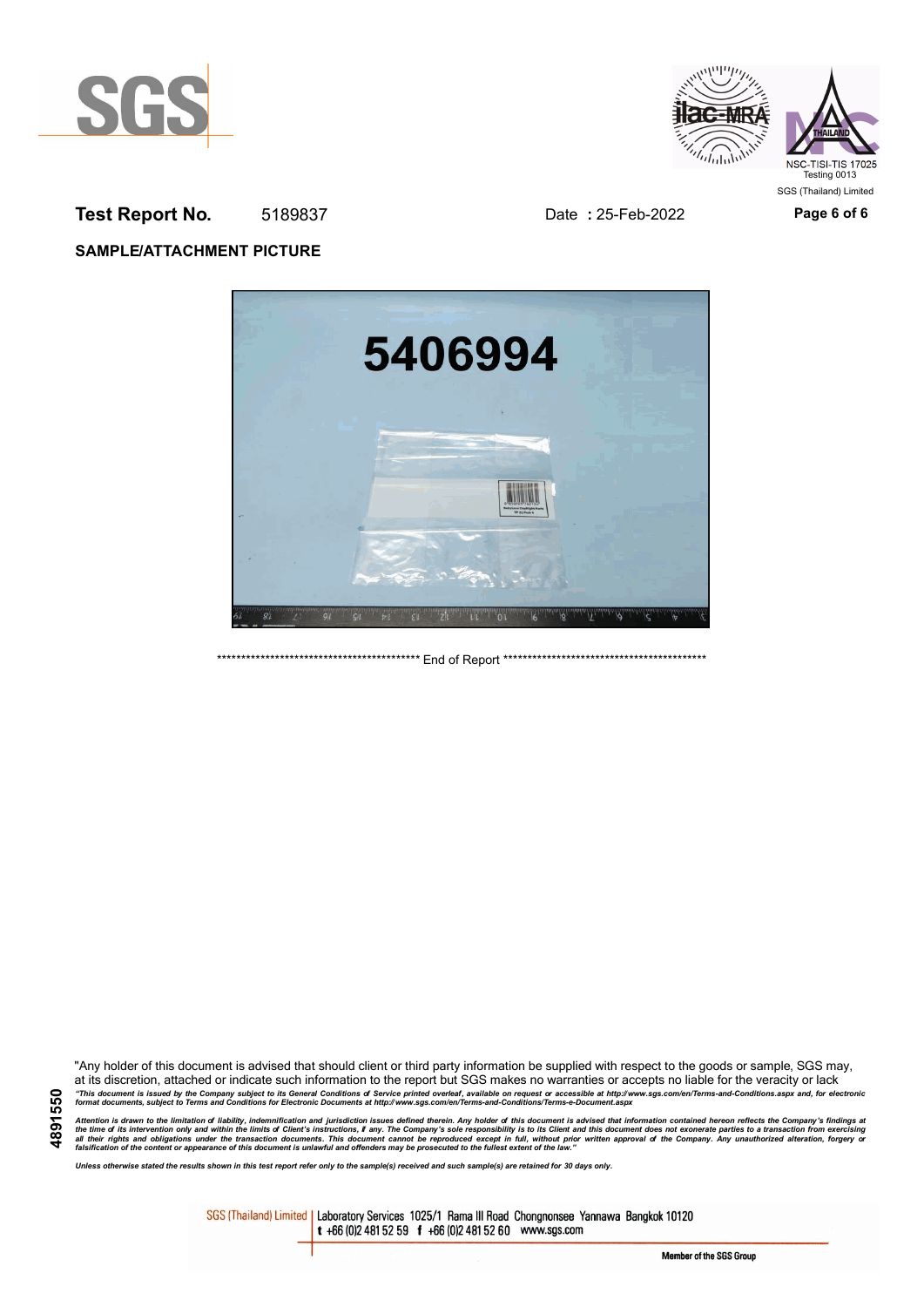**Test Report No.** 5189837 Date **:** 25-Feb-2022

**SAMPLE/ATTACHMENT PICTURE**

5406994

\*\*\*\*\*\*\*\*\*\*\*\*\*\*\*\*\*\*\*\*\*\*\*\*\*\*\*\*\*\*\*\*\*\*\*\*\*\*\*\*\*\*\*\* End of Report \*\*\*\*\*\*\*\*\*\*\*\*\*\*\*\*\*\*\*\*\*\*\*\*\*\*\*\*\*\*\*\*\*\*\*\*\*\*\*\*\*\*\*\*

"Any holder of this document is advised that should client or third party information be supplied with respect to the goods or sample, SGS may, at its discretion, attached or indicate such information to the report but SGS makes no warranties or accepts no liable for the veracity or lack

*"This document is issued by the Company subject to its General Conditions of Service printed overleaf, available on request or accessible at http://www.sgs.com/en/Terms-and-Conditions.aspx and, for electronic format documents, subject to Terms and Conditions for Electronic Documents at http://www.sgs.com/en/Terms-and-Conditions/Terms-e-Document.aspx*

*Attention is drawn to the limitation of liability, indemnification and jurisdiction issues defined therein. Any holder of this document is advised that information contained hereon reflects the Company's findings at the time of its intervention only and within the limits of Client's instructions, if any. The Company's sole responsibility is to its Client and this document does not exonerate parties to a transaction from exercising all their rights and obligations under the transaction documents. This document cannot be reproduced except in full, without prior written approval of the Company. Any unauthorized alteration, forgery or falsification of the content or appearance of this document is unlawful and offenders may be prosecuted to the fullest extent of the law."*

*Unless otherwise stated the results shown in this test report refer only to the sample(s) received and such sample(s) are retained for 30 days only.*

SGS (Thailand) Limited | Laboratory Services 1025/1 Rama III Road Chongnonsee Yannawa Bangkok 10120
t +66 (0)2 481 52 59 f +66 (0)2 481 52 60 www.sgs.com

Member of the SGS Group

4891550